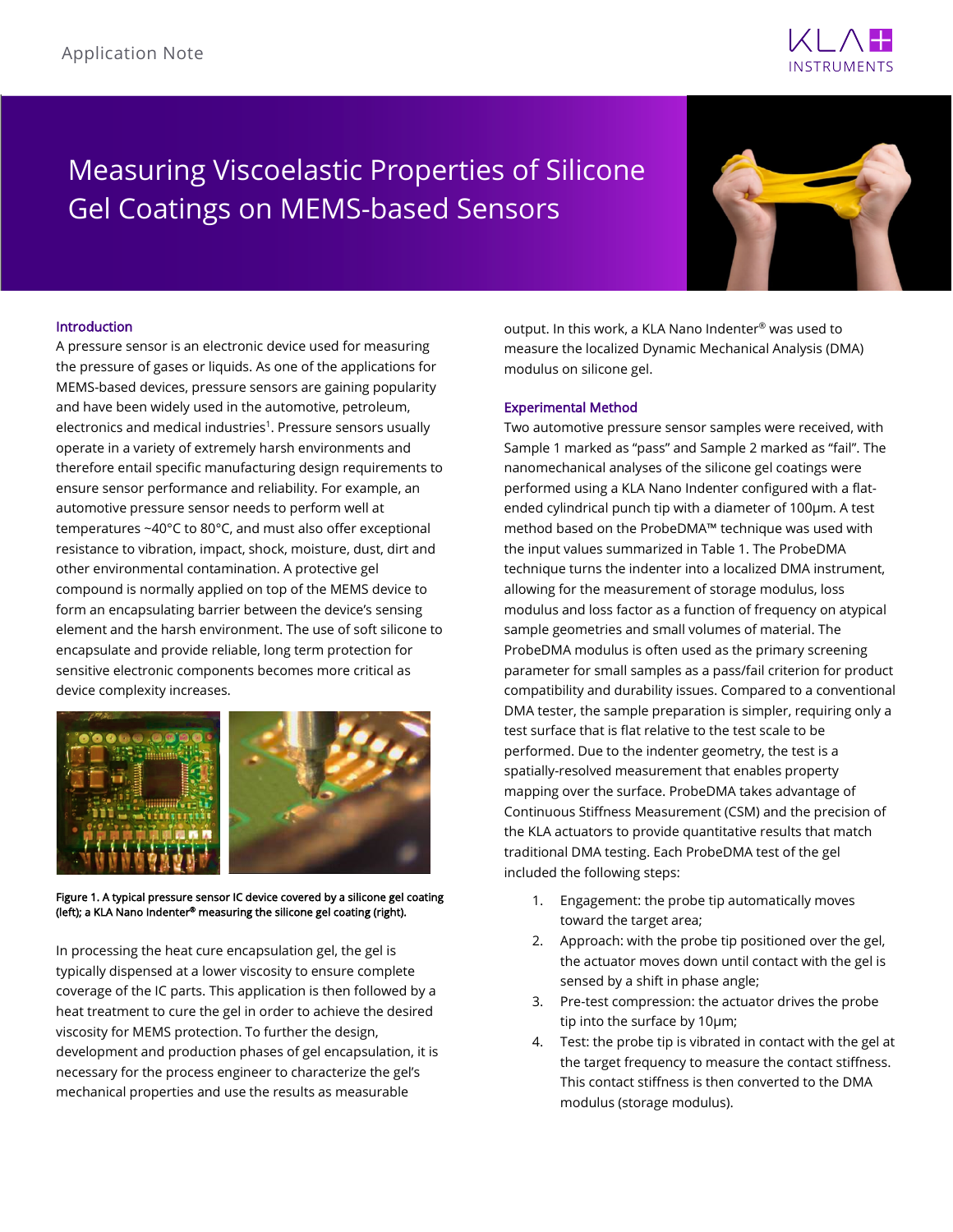Application Note

# Measuring Viscoelastic Properties of Silicone Gel Coatings on MEMS-based Sensors

## Introduction

A pressure sensor is an electronic device used for measuring the pressure of gases or liquids. As one of the applications for MEMS-based devices, pressure sensors are gaining popularity and have been widely used in the automotive, petroleum, electronics and medical industries[1]. Pressure sensors usually operate in a variety of extremely harsh environments and therefore entail specific manufacturing design requirements to ensure sensor performance and reliability. For example, an automotive pressure sensor needs to perform well at temperatures ~40°C to 80°C, and must also offer exceptional resistance to vibration, impact, shock, moisture, dust, dirt and other environmental contamination. A protective gel compound is normally applied on top of the MEMS device to form an encapsulating barrier between the device's sensing element and the harsh environment. The use of soft silicone to encapsulate and provide reliable, long term protection for sensitive electronic components becomes more critical as device complexity increases.

**Figure 1. A typical pressure sensor IC device covered by a silicone gel coating (left); a KLA Nano Indenter® measuring the silicone gel coating (right).**

In processing the heat cure encapsulation gel, the gel is typically dispensed at a lower viscosity to ensure complete coverage of the IC parts. This application is then followed by a heat treatment to cure the gel in order to achieve the desired viscosity for MEMS protection. To further the design, development and production phases of gel encapsulation, it is necessary for the process engineer to characterize the gel's mechanical properties and use the results as measurable output. In this work, a KLA Nano Indenter® was used to measure the localized Dynamic Mechanical Analysis (DMA) modulus on silicone gel.

## Experimental Method

Two automotive pressure sensor samples were received, with Sample 1 marked as "pass" and Sample 2 marked as "fail". The nanomechanical analyses of the silicone gel coatings were performed using a KLA Nano Indenter configured with a flat-ended cylindrical punch tip with a diameter of 100µm. A test method based on the ProbeDMA™ technique was used with the input values summarized in Table 1. The ProbeDMA technique turns the indenter into a localized DMA instrument, allowing for the measurement of storage modulus, loss modulus and loss factor as a function of frequency on atypical sample geometries and small volumes of material. The ProbeDMA modulus is often used as the primary screening parameter for small samples as a pass/fail criterion for product compatibility and durability issues. Compared to a conventional DMA tester, the sample preparation is simpler, requiring only a test surface that is flat relative to the test scale to be performed. Due to the indenter geometry, the test is a spatially-resolved measurement that enables property mapping over the surface. ProbeDMA takes advantage of Continuous Stiffness Measurement (CSM) and the precision of the KLA actuators to provide quantitative results that match traditional DMA testing. Each ProbeDMA test of the gel included the following steps:

1. Engagement: the probe tip automatically moves toward the target area;
2. Approach: with the probe tip positioned over the gel, the actuator moves down until contact with the gel is sensed by a shift in phase angle;
3. Pre-test compression: the actuator drives the probe tip into the surface by 10µm;
4. Test: the probe tip is vibrated in contact with the gel at the target frequency to measure the contact stiffness. This contact stiffness is then converted to the DMA modulus (storage modulus).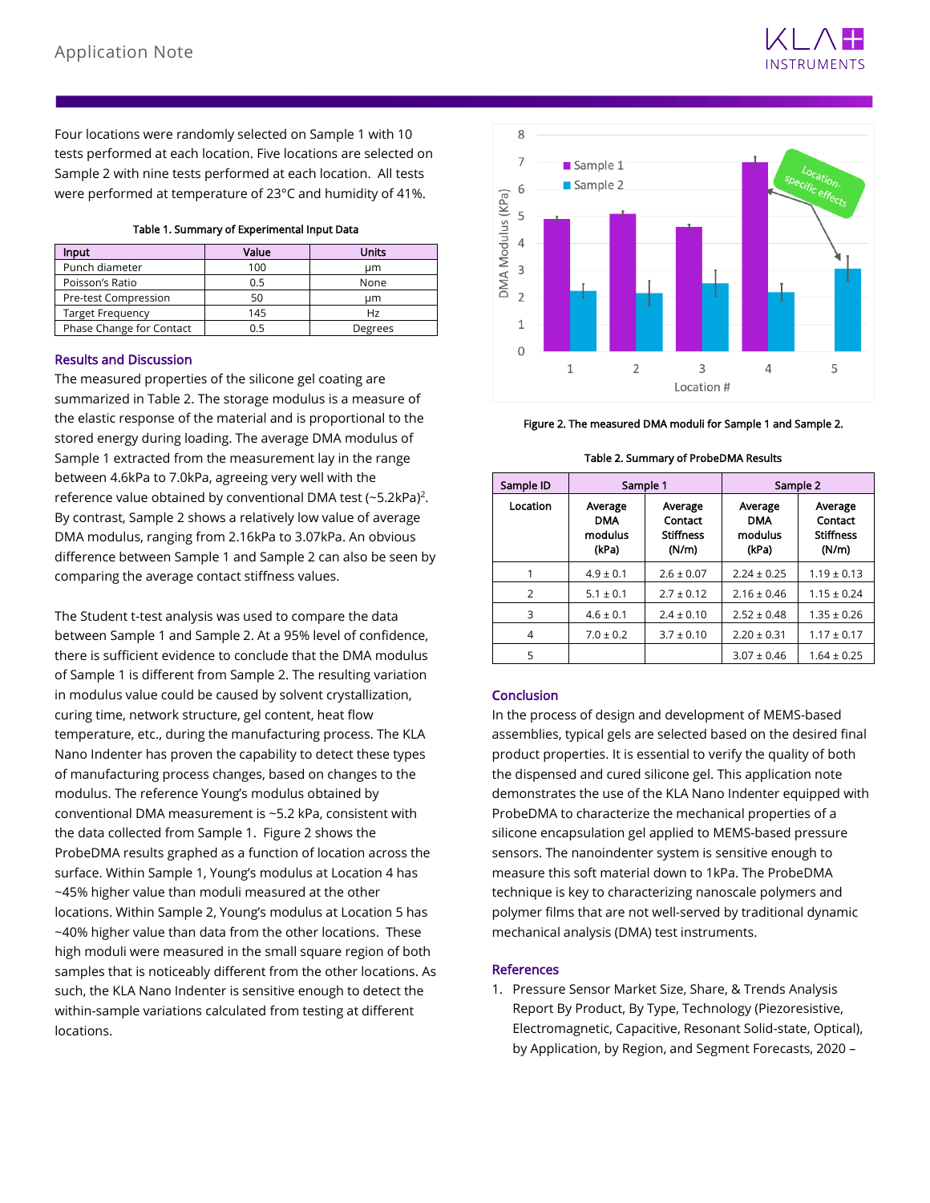Four locations were randomly selected on Sample 1 with 10 tests performed at each location. Five locations are selected on Sample 2 with nine tests performed at each location. All tests were performed at temperature of 23°C and humidity of 41%.

**Table 1. Summary of Experimental Input Data**

| Input | Value | Units |
|---|---|---|
| Punch diameter | 100 | µm |
| Poisson's Ratio | 0.5 | None |
| Pre-test Compression | 50 | µm |
| Target Frequency | 145 | Hz |
| Phase Change for Contact | 0.5 | Degrees |

## Results and Discussion

The measured properties of the silicone gel coating are summarized in Table 2. The storage modulus is a measure of the elastic response of the material and is proportional to the stored energy during loading. The average DMA modulus of Sample 1 extracted from the measurement lay in the range between 4.6kPa to 7.0kPa, agreeing very well with the reference value obtained by conventional DMA test (~5.2kPa)[2]. By contrast, Sample 2 shows a relatively low value of average DMA modulus, ranging from 2.16kPa to 3.07kPa. An obvious difference between Sample 1 and Sample 2 can also be seen by comparing the average contact stiffness values.

The Student t-test analysis was used to compare the data between Sample 1 and Sample 2. At a 95% level of confidence, there is sufficient evidence to conclude that the DMA modulus of Sample 1 is different from Sample 2. The resulting variation in modulus value could be caused by solvent crystallization, curing time, network structure, gel content, heat flow temperature, etc., during the manufacturing process. The KLA Nano Indenter has proven the capability to detect these types of manufacturing process changes, based on changes to the modulus. The reference Young's modulus obtained by conventional DMA measurement is ~5.2 kPa, consistent with the data collected from Sample 1. Figure 2 shows the ProbeDMA results graphed as a function of location across the surface. Within Sample 1, Young's modulus at Location 4 has ~45% higher value than moduli measured at the other locations. Within Sample 2, Young's modulus at Location 5 has ~40% higher value than data from the other locations. These high moduli were measured in the small square region of both samples that is noticeably different from the other locations. As such, the KLA Nano Indenter is sensitive enough to detect the within-sample variations calculated from testing at different locations.

Figure 2. The measured DMA moduli for Sample 1 and Sample 2.

**Table 2. Summary of ProbeDMA Results**

| Sample ID | Sample 1 | | Sample 2 | |
|---|---|---|---|---|
| Location | Average DMA modulus (kPa) | Average Contact Stiffness (N/m) | Average DMA modulus (kPa) | Average Contact Stiffness (N/m) |
| 1 | 4.9 ± 0.1 | 2.6 ± 0.07 | 2.24 ± 0.25 | 1.19 ± 0.13 |
| 2 | 5.1 ± 0.1 | 2.7 ± 0.12 | 2.16 ± 0.46 | 1.15 ± 0.24 |
| 3 | 4.6 ± 0.1 | 2.4 ± 0.10 | 2.52 ± 0.48 | 1.35 ± 0.26 |
| 4 | 7.0 ± 0.2 | 3.7 ± 0.10 | 2.20 ± 0.31 | 1.17 ± 0.17 |
| 5 | | | 3.07 ± 0.46 | 1.64 ± 0.25 |

## Conclusion

In the process of design and development of MEMS-based assemblies, typical gels are selected based on the desired final product properties. It is essential to verify the quality of both the dispensed and cured silicone gel. This application note demonstrates the use of the KLA Nano Indenter equipped with ProbeDMA to characterize the mechanical properties of a silicone encapsulation gel applied to MEMS-based pressure sensors. The nanoindenter system is sensitive enough to measure this soft material down to 1kPa. The ProbeDMA technique is key to characterizing nanoscale polymers and polymer films that are not well-served by traditional dynamic mechanical analysis (DMA) test instruments.

## References

1. Pressure Sensor Market Size, Share, & Trends Analysis Report By Product, By Type, Technology (Piezoresistive, Electromagnetic, Capacitive, Resonant Solid-state, Optical), by Application, by Region, and Segment Forecasts, 2020 –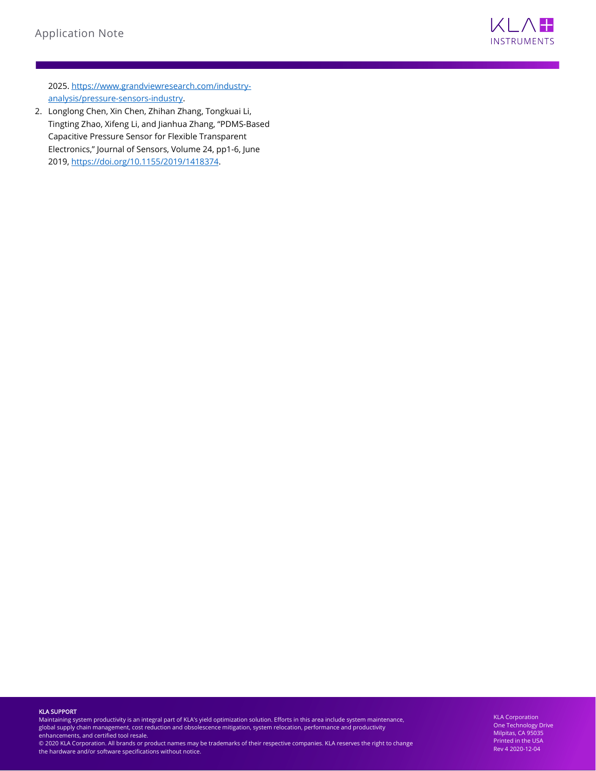2025. https://www.grandviewresearch.com/industry-analysis/pressure-sensors-industry.

2. Longlong Chen, Xin Chen, Zhihan Zhang, Tongkuai Li, Tingting Zhao, Xifeng Li, and Jianhua Zhang, "PDMS-Based Capacitive Pressure Sensor for Flexible Transparent Electronics," Journal of Sensors, Volume 24, pp1-6, June 2019, https://doi.org/10.1155/2019/1418374.

**KLA SUPPORT**

Maintaining system productivity is an integral part of KLA's yield optimization solution. Efforts in this area include system maintenance, global supply chain management, cost reduction and obsolescence mitigation, system relocation, performance and productivity enhancements, and certified tool resale.

© 2020 KLA Corporation. All brands or product names may be trademarks of their respective companies. KLA reserves the right to change the hardware and/or software specifications without notice.

KLA Corporation
One Technology Drive
Milpitas, CA 95035
Printed in the USA
Rev 4 2020-12-04